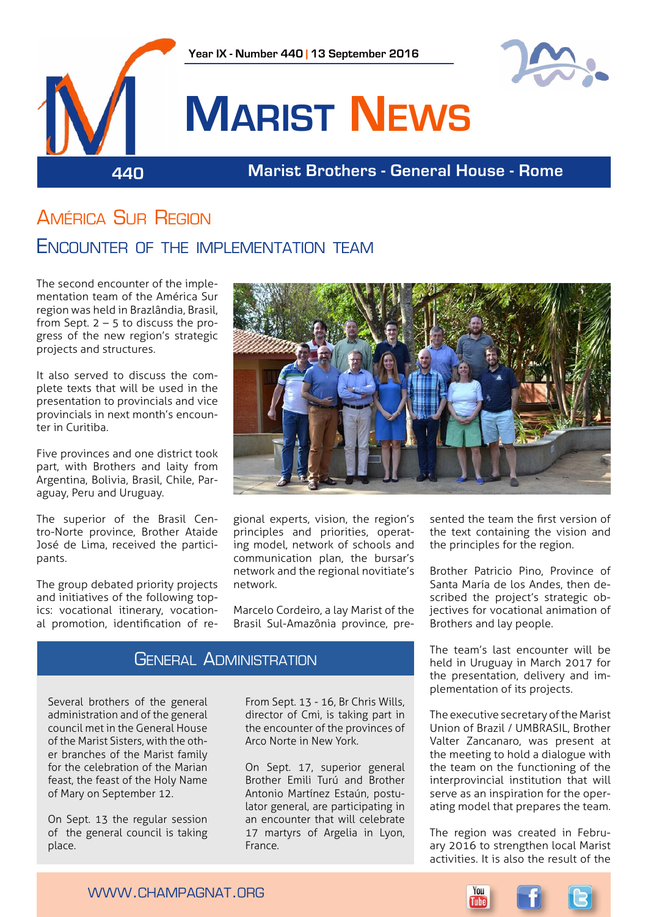Year IX - Number 440 | 13 September 2016

# Marist News

440

Marist Brothers - General House - Rome

## América Sur Region

### Encounter of the implementation team

The second encounter of the implementation team of the América Sur region was held in Brazlândia, Brasil, from Sept. 2 – 5 to discuss the progress of the new region's strategic projects and structures.

It also served to discuss the complete texts that will be used in the presentation to provincials and vice provincials in next month's encounter in Curitiba.

Five provinces and one district took part, with Brothers and laity from Argentina, Bolivia, Brasil, Chile, Paraguay, Peru and Uruguay.

The superior of the Brasil Centro-Norte province, Brother Ataide José de Lima, received the participants.

The group debated priority projects and initiatives of the following topics: vocational itinerary, vocational promotion, identification of regional experts, vision, the region's principles and priorities, operating model, network of schools and communication plan, the bursar's network and the regional novitiate's network.

Marcelo Cordeiro, a lay Marist of the Brasil Sul-Amazônia province, presented the team the first version of the text containing the vision and the principles for the region.

Brother Patricio Pino, Province of Santa María de los Andes, then described the project's strategic objectives for vocational animation of Brothers and lay people.

The team's last encounter will be held in Uruguay in March 2017 for the presentation, delivery and implementation of its projects.

The executive secretary of the Marist Union of Brazil / UMBRASIL, Brother Valter Zancanaro, was present at the meeting to hold a dialogue with the team on the functioning of the interprovincial institution that will serve as an inspiration for the operating model that prepares the team.

The region was created in February 2016 to strengthen local Marist activities. It is also the result of the

## General Administration

Several brothers of the general administration and of the general council met in the General House of the Marist Sisters, with the other branches of the Marist family for the celebration of the Marian feast, the feast of the Holy Name of Mary on September 12.

On Sept. 13 the regular session of the general council is taking place.

From Sept. 13 - 16, Br Chris Wills, director of Cmi, is taking part in the encounter of the provinces of Arco Norte in New York.

On Sept. 17, superior general Brother Emili Turú and Brother Antonio Martínez Estaún, postulator general, are participating in an encounter that will celebrate 17 martyrs of Argelia in Lyon, France.

WWW.CHAMPAGNAT.ORG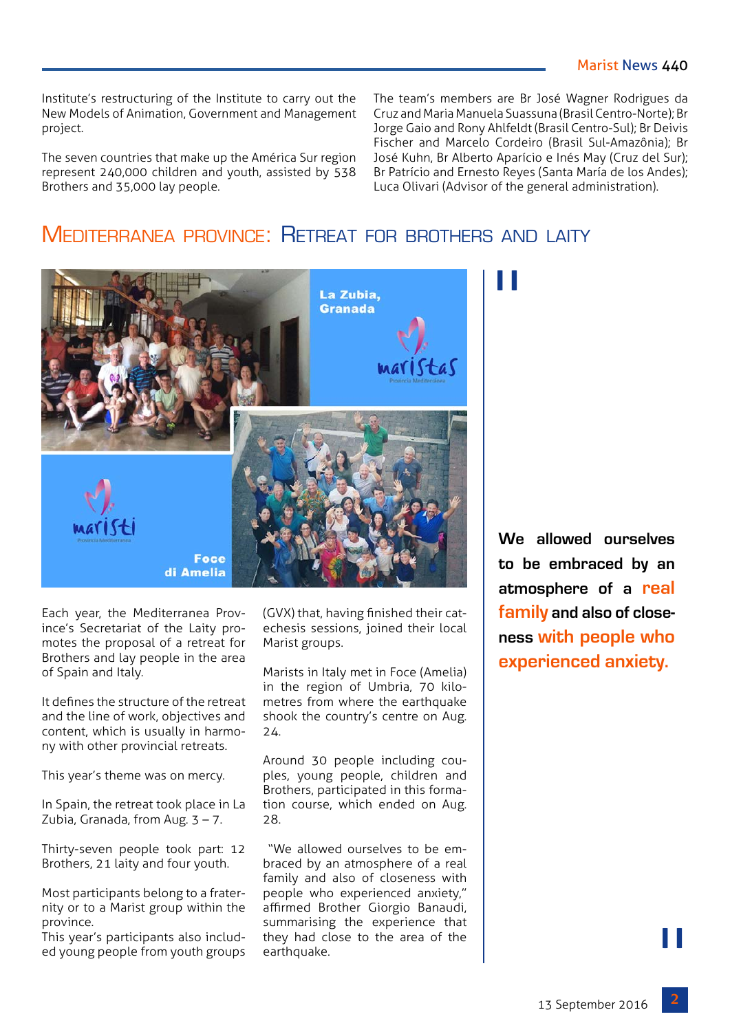Institute's restructuring of the Institute to carry out the New Models of Animation, Government and Management project.

The seven countries that make up the América Sur region represent 240,000 children and youth, assisted by 538 Brothers and 35,000 lay people.

The team's members are Br José Wagner Rodrigues da Cruz and Maria Manuela Suassuna (Brasil Centro-Norte); Br Jorge Gaio and Rony Ahlfeldt (Brasil Centro-Sul); Br Deivis Fischer and Marcelo Cordeiro (Brasil Sul-Amazônia); Br José Kuhn, Br Alberto Aparício e Inés May (Cruz del Sur); Br Patrício and Ernesto Reyes (Santa María de los Andes); Luca Olivari (Advisor of the general administration).

## Mediterranea province: Retreat for brothers and laity

Each year, the Mediterranea Province's Secretariat of the Laity promotes the proposal of a retreat for Brothers and lay people in the area of Spain and Italy.

It defines the structure of the retreat and the line of work, objectives and content, which is usually in harmony with other provincial retreats.

This year's theme was on mercy.

In Spain, the retreat took place in La Zubia, Granada, from Aug. 3 – 7.

Thirty-seven people took part: 12 Brothers, 21 laity and four youth.

Most participants belong to a fraternity or to a Marist group within the province.
This year's participants also included young people from youth groups (GVX) that, having finished their catechesis sessions, joined their local Marist groups.

Marists in Italy met in Foce (Amelia) in the region of Umbria, 70 kilometres from where the earthquake shook the country's centre on Aug. 24.

Around 30 people including couples, young people, children and Brothers, participated in this formation course, which ended on Aug. 28.

"We allowed ourselves to be embraced by an atmosphere of a real family and also of closeness with people who experienced anxiety," affirmed Brother Giorgio Banaudi, summarising the experience that they had close to the area of the earthquake.

> **We allowed ourselves to be embraced by an atmosphere of a real family and also of closeness with people who experienced anxiety.**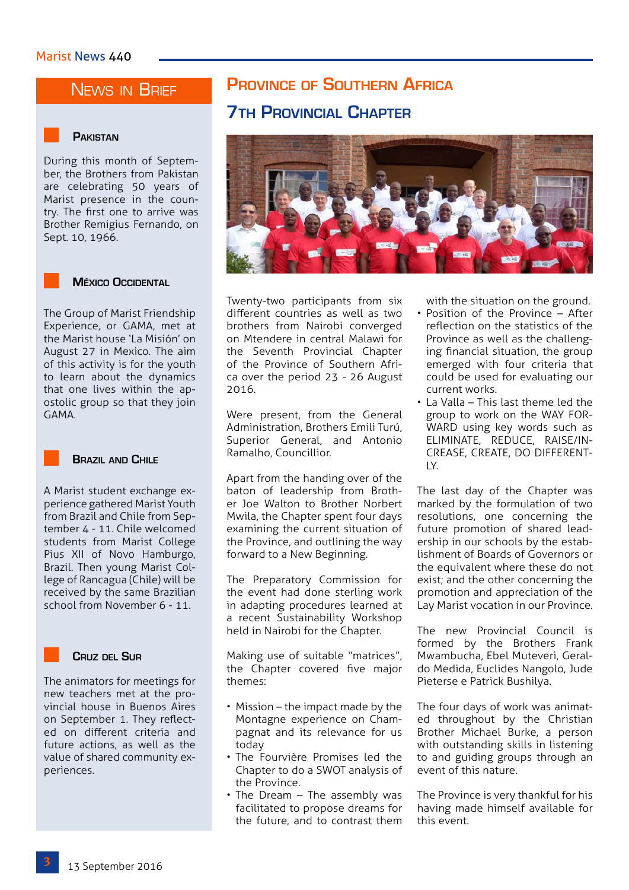## News in Brief

### Pakistan

During this month of September, the Brothers from Pakistan are celebrating 50 years of Marist presence in the country. The first one to arrive was Brother Remigius Fernando, on Sept. 10, 1966.

### México Occidental

The Group of Marist Friendship Experience, or GAMA, met at the Marist house 'La Misión' on August 27 in Mexico. The aim of this activity is for the youth to learn about the dynamics that one lives within the apostolic group so that they join GAMA.

### Brazil and Chile

A Marist student exchange experience gathered Marist Youth from Brazil and Chile from September 4 - 11. Chile welcomed students from Marist College Pius XII of Novo Hamburgo, Brazil. Then young Marist College of Rancagua (Chile) will be received by the same Brazilian school from November 6 - 11.

### Cruz del Sur

The animators for meetings for new teachers met at the provincial house in Buenos Aires on September 1. They reflected on different criteria and future actions, as well as the value of shared community experiences.

## Province of Southern Africa

## 7th Provincial Chapter

Twenty-two participants from six different countries as well as two brothers from Nairobi converged on Mtendere in central Malawi for the Seventh Provincial Chapter of the Province of Southern Africa over the period 23 - 26 August 2016.

Were present, from the General Administration, Brothers Emili Turú, Superior General, and Antonio Ramalho, Councillior.

Apart from the handing over of the baton of leadership from Brother Joe Walton to Brother Norbert Mwila, the Chapter spent four days examining the current situation of the Province, and outlining the way forward to a New Beginning.

The Preparatory Commission for the event had done sterling work in adapting procedures learned at a recent Sustainability Workshop held in Nairobi for the Chapter.

Making use of suitable "matrices", the Chapter covered five major themes:

- Mission – the impact made by the Montagne experience on Champagnat and its relevance for us today
- The Fourvière Promises led the Chapter to do a SWOT analysis of the Province.
- The Dream – The assembly was facilitated to propose dreams for the future, and to contrast them with the situation on the ground.
- Position of the Province – After reflection on the statistics of the Province as well as the challenging financial situation, the group emerged with four criteria that could be used for evaluating our current works.
- La Valla – This last theme led the group to work on the WAY FORWARD using key words such as ELIMINATE, REDUCE, RAISE/INCREASE, CREATE, DO DIFFERENTLY.

The last day of the Chapter was marked by the formulation of two resolutions, one concerning the future promotion of shared leadership in our schools by the establishment of Boards of Governors or the equivalent where these do not exist; and the other concerning the promotion and appreciation of the Lay Marist vocation in our Province.

The new Provincial Council is formed by the Brothers Frank Mwambucha, Ebel Muteveri, Geraldo Medida, Euclides Nangolo, Jude Pieterse e Patrick Bushilya.

The four days of work was animated throughout by the Christian Brother Michael Burke, a person with outstanding skills in listening to and guiding groups through an event of this nature.

The Province is very thankful for his having made himself available for this event.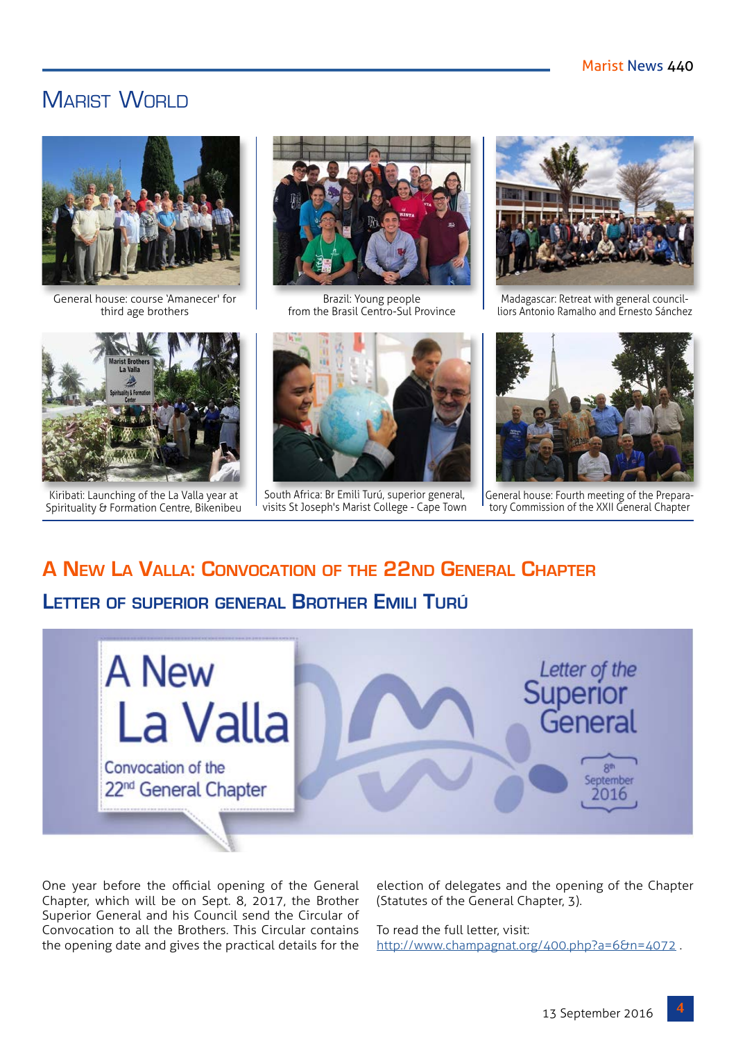# Marist World

General house: course 'Amanecer' for third age brothers

Brazil: Young people from the Brasil Centro-Sul Province

Madagascar: Retreat with general councillors Antonio Ramalho and Ernesto Sánchez

Kiribati: Launching of the La Valla year at Spirituality & Formation Centre, Bikenibeu

South Africa: Br Emili Turú, superior general, visits St Joseph's Marist College - Cape Town

General house: Fourth meeting of the Preparatory Commission of the XXII General Chapter

## A New La Valla: Convocation of the 22nd General Chapter

### Letter of superior general Brother Emili Turú

A New La Valla

Convocation of the 22nd General Chapter

Letter of the Superior General

8th September 2016

One year before the official opening of the General Chapter, which will be on Sept. 8, 2017, the Brother Superior General and his Council send the Circular of Convocation to all the Brothers. This Circular contains the opening date and gives the practical details for the election of delegates and the opening of the Chapter (Statutes of the General Chapter, 3).

To read the full letter, visit: http://www.champagnat.org/400.php?a=6&n=4072 .

13 September 2016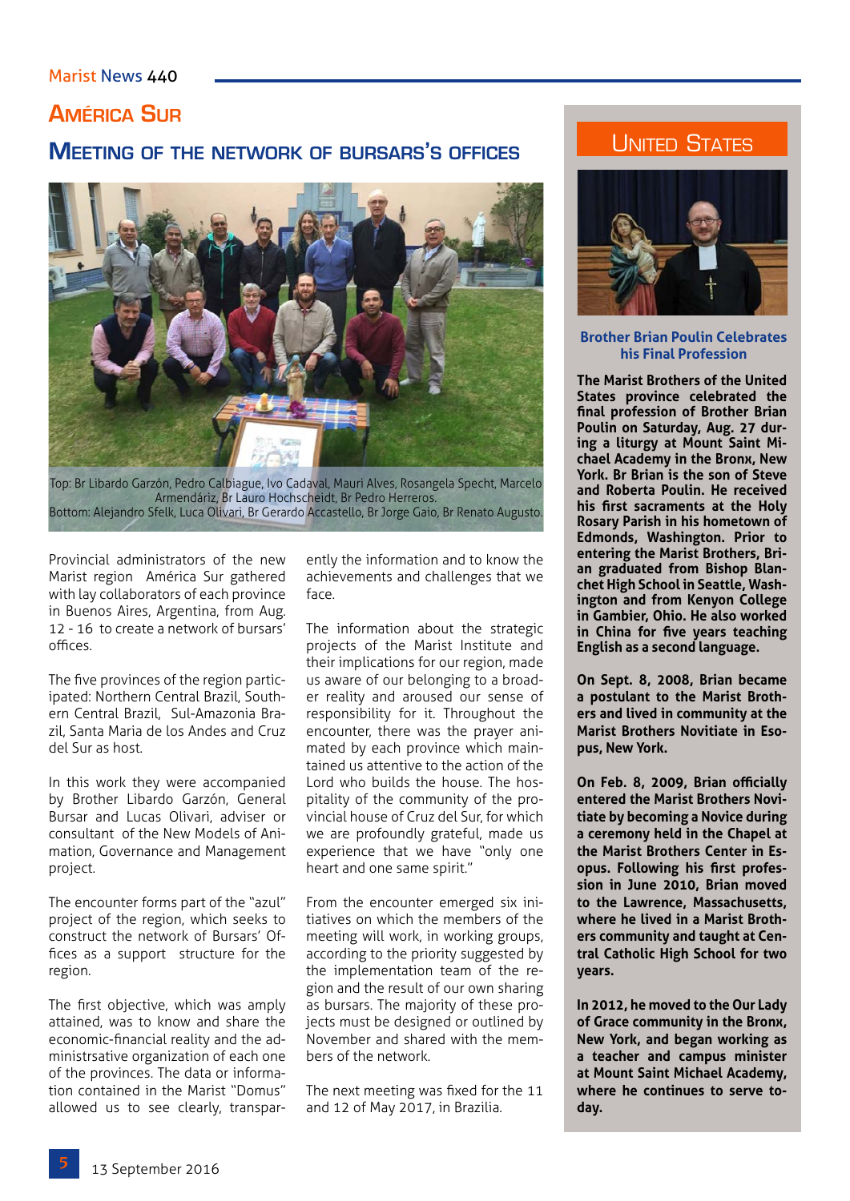# América Sur

## Meeting of the network of bursars's offices

Top: Br Libardo Garzón, Pedro Calbiague, Ivo Cadaval, Mauri Alves, Rosangela Specht, Marcelo Armendáriz, Br Lauro Hochscheidt, Br Pedro Herreros.
Bottom: Alejandro Sfelk, Luca Olivari, Br Gerardo Accastello, Br Jorge Gaio, Br Renato Augusto.

Provincial administrators of the new Marist region América Sur gathered with lay collaborators of each province in Buenos Aires, Argentina, from Aug. 12 - 16 to create a network of bursars' offices.

The five provinces of the region participated: Northern Central Brazil, Southern Central Brazil, Sul-Amazonia Brazil, Santa Maria de los Andes and Cruz del Sur as host.

In this work they were accompanied by Brother Libardo Garzón, General Bursar and Lucas Olivari, adviser or consultant of the New Models of Animation, Governance and Management project.

The encounter forms part of the "azul" project of the region, which seeks to construct the network of Bursars' Offices as a support structure for the region.

The first objective, which was amply attained, was to know and share the economic-financial reality and the administrsative organization of each one of the provinces. The data or information contained in the Marist "Domus" allowed us to see clearly, transparently the information and to know the achievements and challenges that we face.

The information about the strategic projects of the Marist Institute and their implications for our region, made us aware of our belonging to a broader reality and aroused our sense of responsibility for it. Throughout the encounter, there was the prayer animated by each province which maintained us attentive to the action of the Lord who builds the house. The hospitality of the community of the provincial house of Cruz del Sur, for which we are profoundly grateful, made us experience that we have "only one heart and one same spirit."

From the encounter emerged six initiatives on which the members of the meeting will work, in working groups, according to the priority suggested by the implementation team of the region and the result of our own sharing as bursars. The majority of these projects must be designed or outlined by November and shared with the members of the network.

The next meeting was fixed for the 11 and 12 of May 2017, in Brazilia.

# United States

### Brother Brian Poulin Celebrates his Final Profession

**The Marist Brothers of the United States province celebrated the final profession of Brother Brian Poulin on Saturday, Aug. 27 during a liturgy at Mount Saint Michael Academy in the Bronx, New York. Br Brian is the son of Steve and Roberta Poulin. He received his first sacraments at the Holy Rosary Parish in his hometown of Edmonds, Washington. Prior to entering the Marist Brothers, Brian graduated from Bishop Blanchet High School in Seattle, Washington and from Kenyon College in Gambier, Ohio. He also worked in China for five years teaching English as a second language.**

**On Sept. 8, 2008, Brian became a postulant to the Marist Brothers and lived in community at the Marist Brothers Novitiate in Esopus, New York.**

**On Feb. 8, 2009, Brian officially entered the Marist Brothers Novitiate by becoming a Novice during a ceremony held in the Chapel at the Marist Brothers Center in Esopus. Following his first profession in June 2010, Brian moved to the Lawrence, Massachusetts, where he lived in a Marist Brothers community and taught at Central Catholic High School for two years.**

**In 2012, he moved to the Our Lady of Grace community in the Bronx, New York, and began working as a teacher and campus minister at Mount Saint Michael Academy, where he continues to serve today.**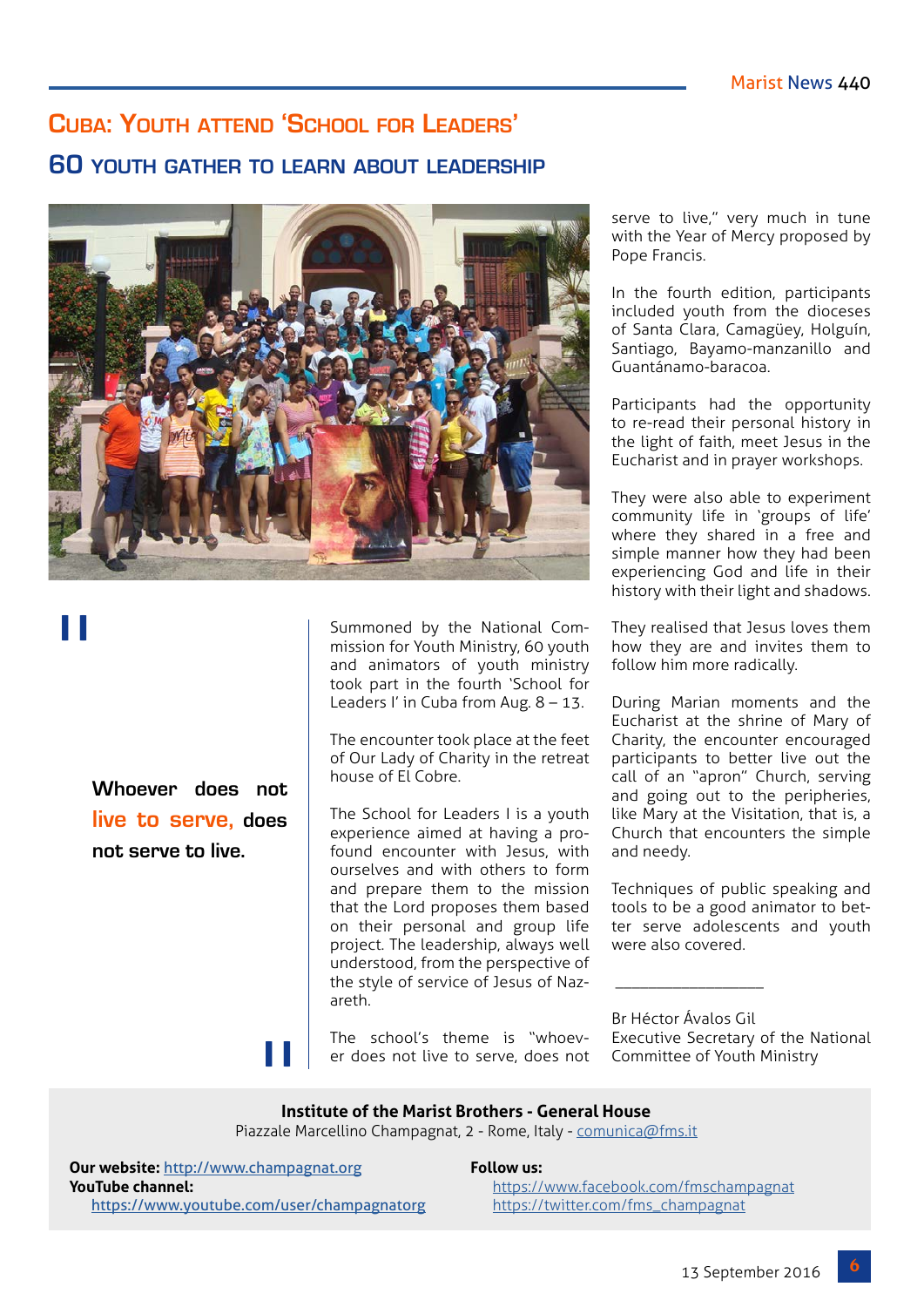## Cuba: Youth attend 'School for Leaders'

### 60 youth gather to learn about leadership

> **Whoever does not live to serve, does not serve to live.**

Summoned by the National Commission for Youth Ministry, 60 youth and animators of youth ministry took part in the fourth 'School for Leaders I' in Cuba from Aug. 8 – 13.

The encounter took place at the feet of Our Lady of Charity in the retreat house of El Cobre.

The School for Leaders I is a youth experience aimed at having a profound encounter with Jesus, with ourselves and with others to form and prepare them to the mission that the Lord proposes them based on their personal and group life project. The leadership, always well understood, from the perspective of the style of service of Jesus of Nazareth.

The school's theme is "whoever does not live to serve, does not serve to live," very much in tune with the Year of Mercy proposed by Pope Francis.

In the fourth edition, participants included youth from the dioceses of Santa Clara, Camagüey, Holguín, Santiago, Bayamo-manzanillo and Guantánamo-baracoa.

Participants had the opportunity to re-read their personal history in the light of faith, meet Jesus in the Eucharist and in prayer workshops.

They were also able to experiment community life in 'groups of life' where they shared in a free and simple manner how they had been experiencing God and life in their history with their light and shadows.

They realised that Jesus loves them how they are and invites them to follow him more radically.

During Marian moments and the Eucharist at the shrine of Mary of Charity, the encounter encouraged participants to better live out the call of an "apron" Church, serving and going out to the peripheries, like Mary at the Visitation, that is, a Church that encounters the simple and needy.

Techniques of public speaking and tools to be a good animator to better serve adolescents and youth were also covered.

\_\_\_\_\_\_\_\_\_\_\_\_\_\_\_\_\_

Br Héctor Ávalos Gil
Executive Secretary of the National Committee of Youth Ministry

---

**Institute of the Marist Brothers - General House**
Piazzale Marcellino Champagnat, 2 - Rome, Italy - comunica@fms.it

**Our website:** http://www.champagnat.org
**YouTube channel:**
https://www.youtube.com/user/champagnatorg

**Follow us:**
https://www.facebook.com/fmschampagnat
https://twitter.com/fms_champagnat